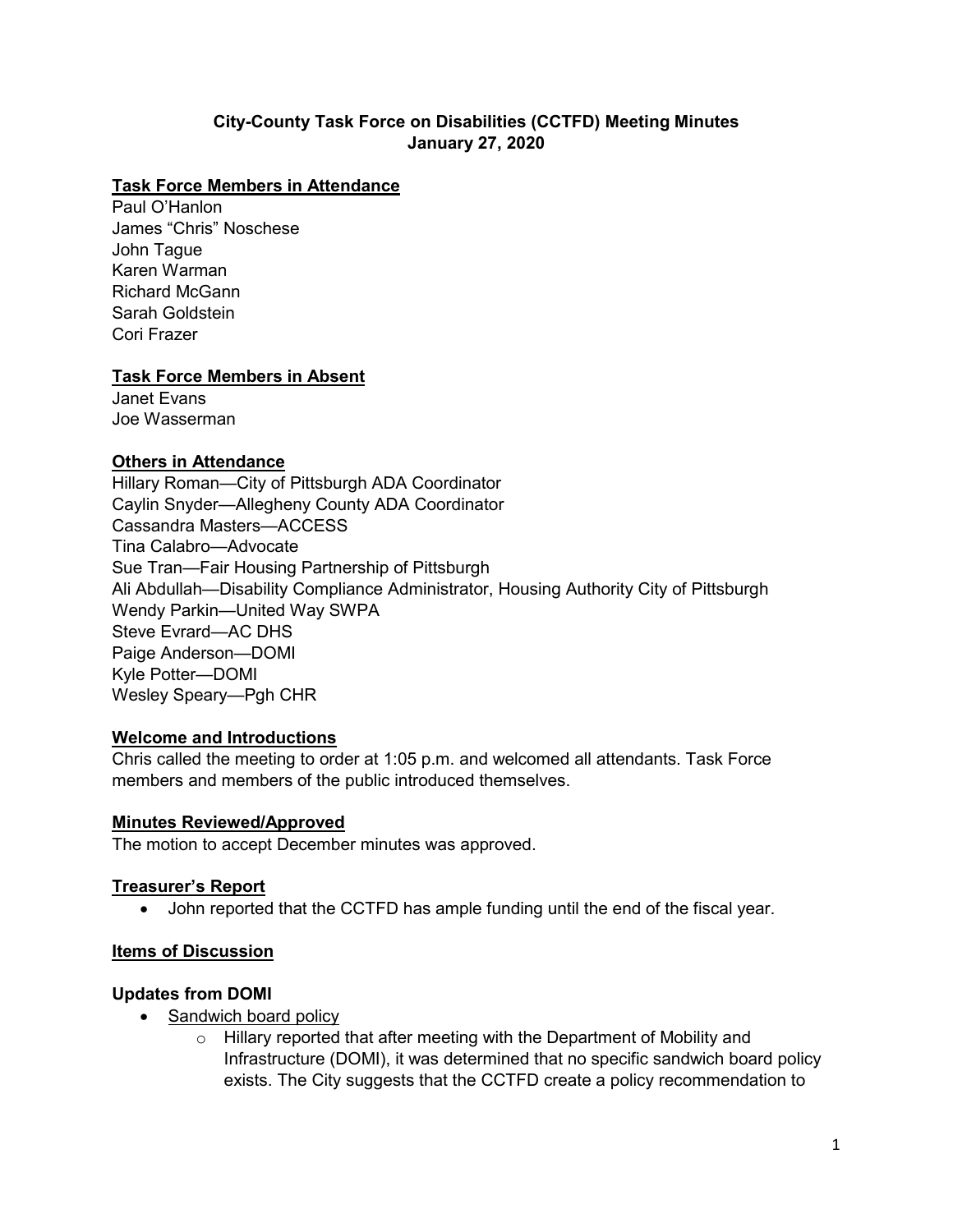# City-County Task Force on Disabilities (CCTFD) Meeting Minutes

**January 27, 2020**

## Task Force Members in Attendance

Paul O'Hanlon
James "Chris" Noschese
John Tague
Karen Warman
Richard McGann
Sarah Goldstein
Cori Frazer

## Task Force Members in Absent

Janet Evans
Joe Wasserman

## Others in Attendance

Hillary Roman—City of Pittsburgh ADA Coordinator
Caylin Snyder—Allegheny County ADA Coordinator
Cassandra Masters—ACCESS
Tina Calabro—Advocate
Sue Tran—Fair Housing Partnership of Pittsburgh
Ali Abdullah—Disability Compliance Administrator, Housing Authority City of Pittsburgh
Wendy Parkin—United Way SWPA
Steve Evrard—AC DHS
Paige Anderson—DOMI
Kyle Potter—DOMI
Wesley Speary—Pgh CHR

## Welcome and Introductions

Chris called the meeting to order at 1:05 p.m. and welcomed all attendants. Task Force members and members of the public introduced themselves.

## Minutes Reviewed/Approved

The motion to accept December minutes was approved.

## Treasurer's Report

- John reported that the CCTFD has ample funding until the end of the fiscal year.

## Items of Discussion

### Updates from DOMI

- Sandwich board policy
    - Hillary reported that after meeting with the Department of Mobility and Infrastructure (DOMI), it was determined that no specific sandwich board policy exists. The City suggests that the CCTFD create a policy recommendation to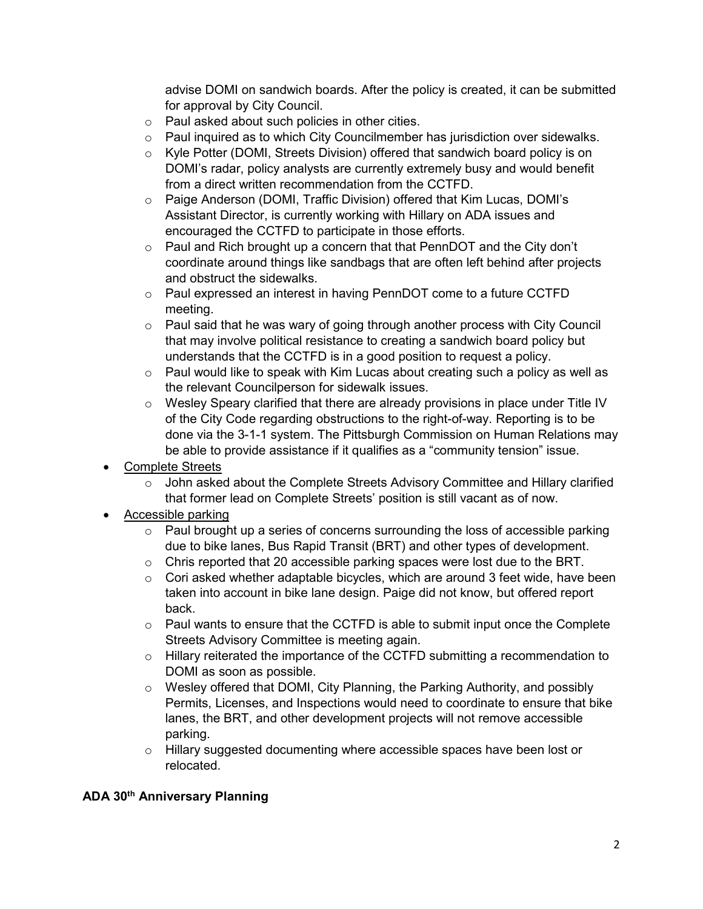advise DOMI on sandwich boards. After the policy is created, it can be submitted for approval by City Council.

  - Paul asked about such policies in other cities.
  - Paul inquired as to which City Councilmember has jurisdiction over sidewalks.
  - Kyle Potter (DOMI, Streets Division) offered that sandwich board policy is on DOMI's radar, policy analysts are currently extremely busy and would benefit from a direct written recommendation from the CCTFD.
  - Paige Anderson (DOMI, Traffic Division) offered that Kim Lucas, DOMI's Assistant Director, is currently working with Hillary on ADA issues and encouraged the CCTFD to participate in those efforts.
  - Paul and Rich brought up a concern that that PennDOT and the City don't coordinate around things like sandbags that are often left behind after projects and obstruct the sidewalks.
  - Paul expressed an interest in having PennDOT come to a future CCTFD meeting.
  - Paul said that he was wary of going through another process with City Council that may involve political resistance to creating a sandwich board policy but understands that the CCTFD is in a good position to request a policy.
  - Paul would like to speak with Kim Lucas about creating such a policy as well as the relevant Councilperson for sidewalk issues.
  - Wesley Speary clarified that there are already provisions in place under Title IV of the City Code regarding obstructions to the right-of-way. Reporting is to be done via the 3-1-1 system. The Pittsburgh Commission on Human Relations may be able to provide assistance if it qualifies as a "community tension" issue.

- Complete Streets
  - John asked about the Complete Streets Advisory Committee and Hillary clarified that former lead on Complete Streets' position is still vacant as of now.
- Accessible parking
  - Paul brought up a series of concerns surrounding the loss of accessible parking due to bike lanes, Bus Rapid Transit (BRT) and other types of development.
  - Chris reported that 20 accessible parking spaces were lost due to the BRT.
  - Cori asked whether adaptable bicycles, which are around 3 feet wide, have been taken into account in bike lane design. Paige did not know, but offered report back.
  - Paul wants to ensure that the CCTFD is able to submit input once the Complete Streets Advisory Committee is meeting again.
  - Hillary reiterated the importance of the CCTFD submitting a recommendation to DOMI as soon as possible.
  - Wesley offered that DOMI, City Planning, the Parking Authority, and possibly Permits, Licenses, and Inspections would need to coordinate to ensure that bike lanes, the BRT, and other development projects will not remove accessible parking.
  - Hillary suggested documenting where accessible spaces have been lost or relocated.

**ADA 30th Anniversary Planning**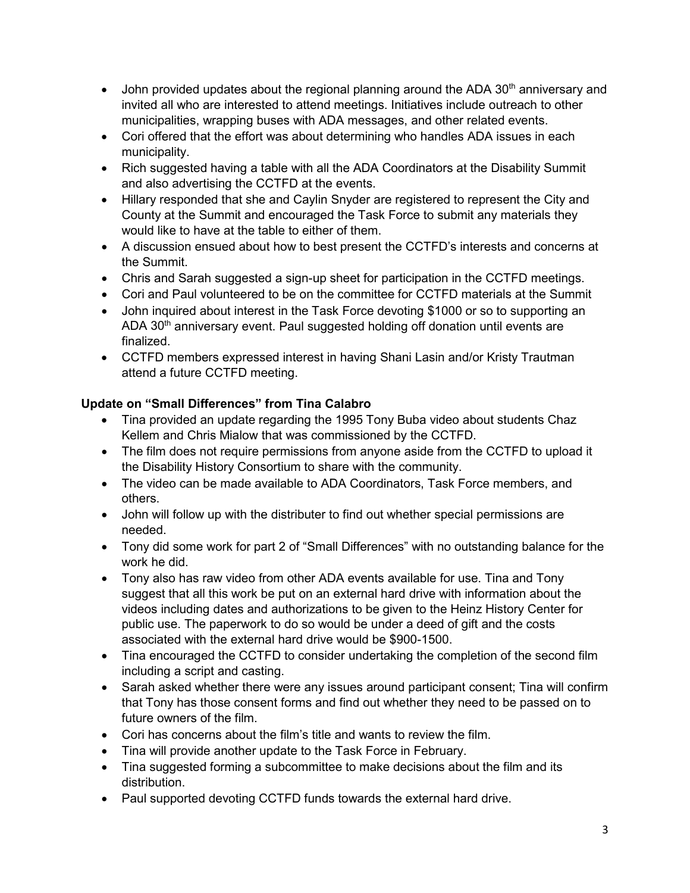- John provided updates about the regional planning around the ADA 30th anniversary and invited all who are interested to attend meetings. Initiatives include outreach to other municipalities, wrapping buses with ADA messages, and other related events.
- Cori offered that the effort was about determining who handles ADA issues in each municipality.
- Rich suggested having a table with all the ADA Coordinators at the Disability Summit and also advertising the CCTFD at the events.
- Hillary responded that she and Caylin Snyder are registered to represent the City and County at the Summit and encouraged the Task Force to submit any materials they would like to have at the table to either of them.
- A discussion ensued about how to best present the CCTFD's interests and concerns at the Summit.
- Chris and Sarah suggested a sign-up sheet for participation in the CCTFD meetings.
- Cori and Paul volunteered to be on the committee for CCTFD materials at the Summit
- John inquired about interest in the Task Force devoting $1000 or so to supporting an ADA 30th anniversary event. Paul suggested holding off donation until events are finalized.
- CCTFD members expressed interest in having Shani Lasin and/or Kristy Trautman attend a future CCTFD meeting.

**Update on "Small Differences" from Tina Calabro**

- Tina provided an update regarding the 1995 Tony Buba video about students Chaz Kellem and Chris Mialow that was commissioned by the CCTFD.
- The film does not require permissions from anyone aside from the CCTFD to upload it the Disability History Consortium to share with the community.
- The video can be made available to ADA Coordinators, Task Force members, and others.
- John will follow up with the distributer to find out whether special permissions are needed.
- Tony did some work for part 2 of "Small Differences" with no outstanding balance for the work he did.
- Tony also has raw video from other ADA events available for use. Tina and Tony suggest that all this work be put on an external hard drive with information about the videos including dates and authorizations to be given to the Heinz History Center for public use. The paperwork to do so would be under a deed of gift and the costs associated with the external hard drive would be $900-1500.
- Tina encouraged the CCTFD to consider undertaking the completion of the second film including a script and casting.
- Sarah asked whether there were any issues around participant consent; Tina will confirm that Tony has those consent forms and find out whether they need to be passed on to future owners of the film.
- Cori has concerns about the film's title and wants to review the film.
- Tina will provide another update to the Task Force in February.
- Tina suggested forming a subcommittee to make decisions about the film and its distribution.
- Paul supported devoting CCTFD funds towards the external hard drive.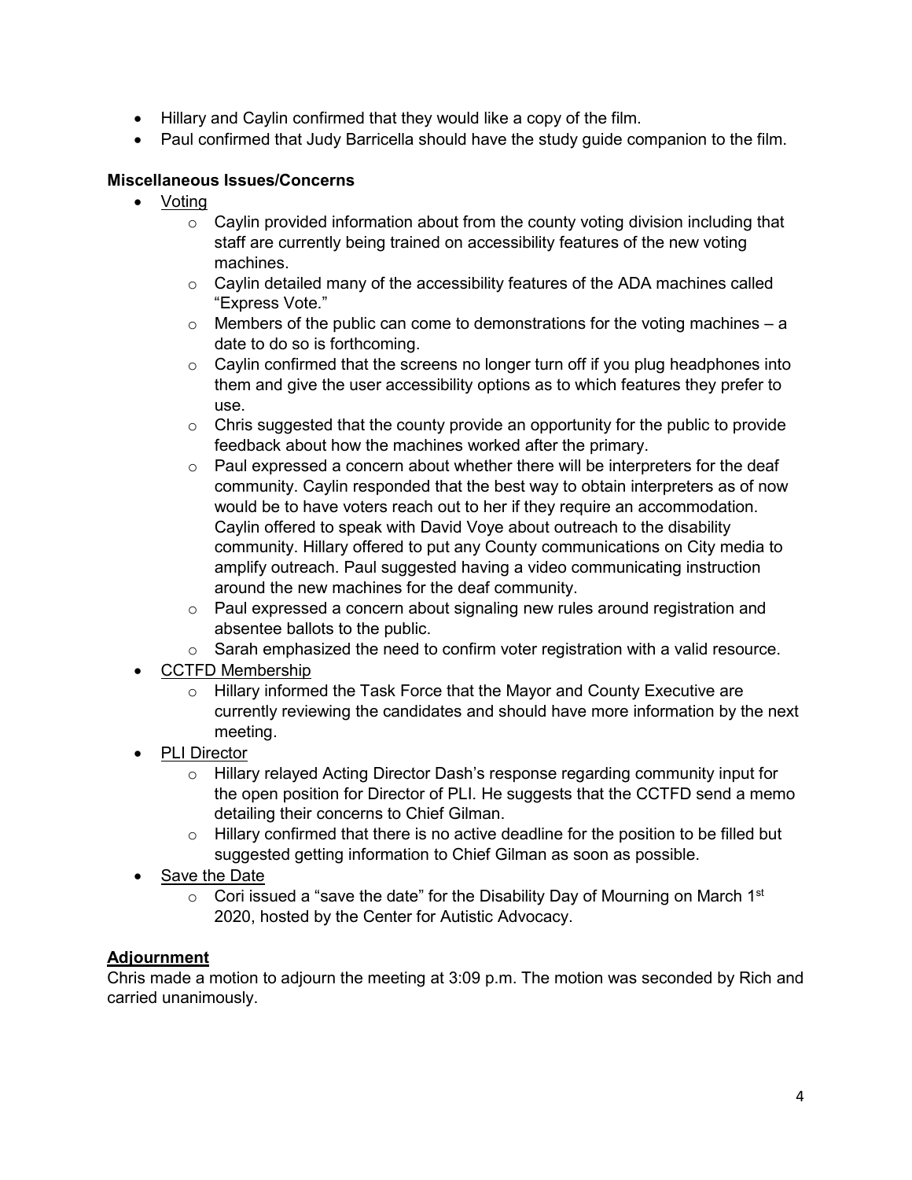- Hillary and Caylin confirmed that they would like a copy of the film.
- Paul confirmed that Judy Barricella should have the study guide companion to the film.

**Miscellaneous Issues/Concerns**

- Voting
  - Caylin provided information about from the county voting division including that staff are currently being trained on accessibility features of the new voting machines.
  - Caylin detailed many of the accessibility features of the ADA machines called "Express Vote."
  - Members of the public can come to demonstrations for the voting machines – a date to do so is forthcoming.
  - Caylin confirmed that the screens no longer turn off if you plug headphones into them and give the user accessibility options as to which features they prefer to use.
  - Chris suggested that the county provide an opportunity for the public to provide feedback about how the machines worked after the primary.
  - Paul expressed a concern about whether there will be interpreters for the deaf community. Caylin responded that the best way to obtain interpreters as of now would be to have voters reach out to her if they require an accommodation. Caylin offered to speak with David Voye about outreach to the disability community. Hillary offered to put any County communications on City media to amplify outreach. Paul suggested having a video communicating instruction around the new machines for the deaf community.
  - Paul expressed a concern about signaling new rules around registration and absentee ballots to the public.
  - Sarah emphasized the need to confirm voter registration with a valid resource.
- CCTFD Membership
  - Hillary informed the Task Force that the Mayor and County Executive are currently reviewing the candidates and should have more information by the next meeting.
- PLI Director
  - Hillary relayed Acting Director Dash's response regarding community input for the open position for Director of PLI. He suggests that the CCTFD send a memo detailing their concerns to Chief Gilman.
  - Hillary confirmed that there is no active deadline for the position to be filled but suggested getting information to Chief Gilman as soon as possible.
- Save the Date
  - Cori issued a "save the date" for the Disability Day of Mourning on March 1st 2020, hosted by the Center for Autistic Advocacy.

**Adjournment**

Chris made a motion to adjourn the meeting at 3:09 p.m. The motion was seconded by Rich and carried unanimously.